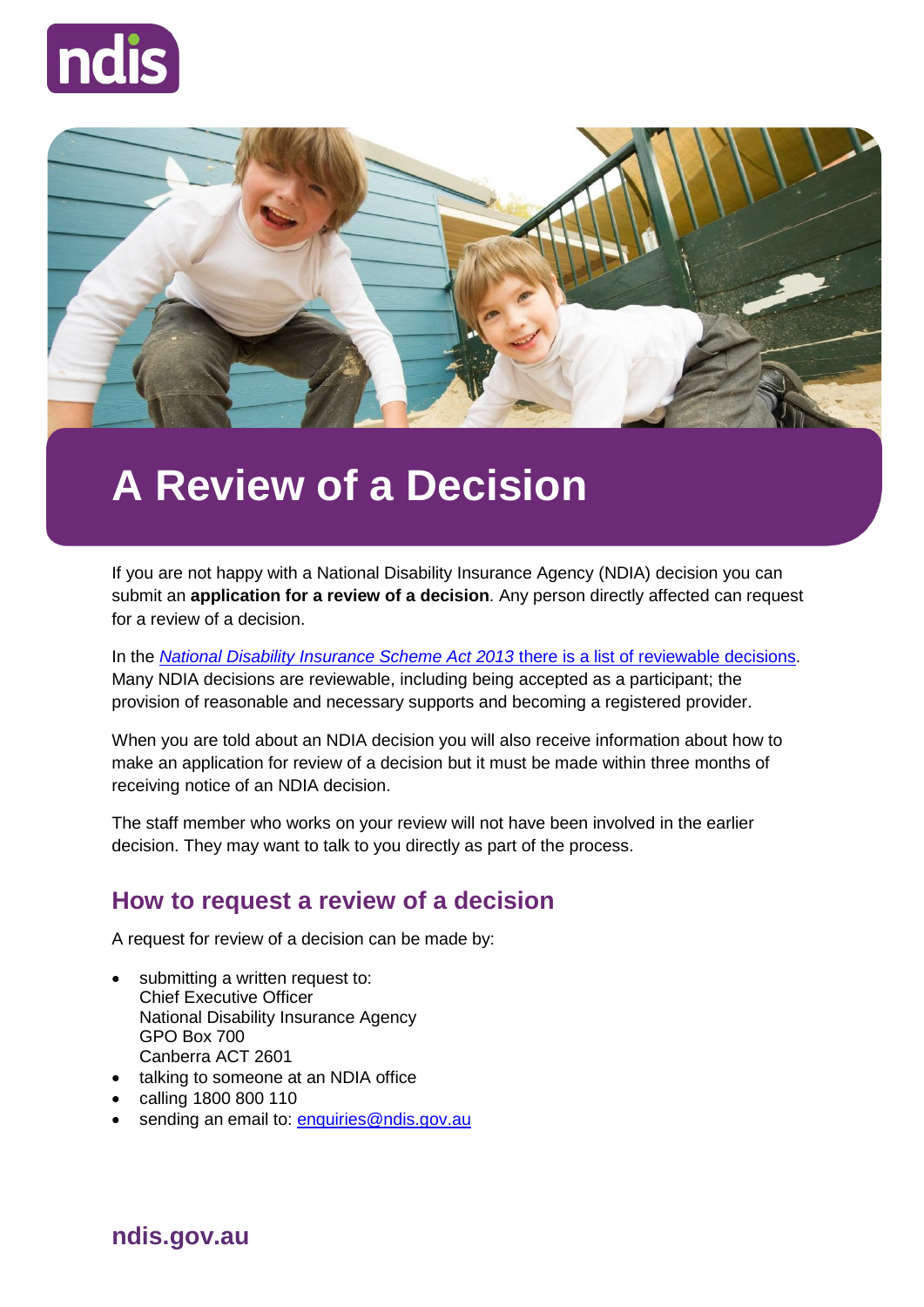# A Review of a Decision

If you are not happy with a National Disability Insurance Agency (NDIA) decision you can submit an **application for a review of a decision**. Any person directly affected can request for a review of a decision.

In the *National Disability Insurance Scheme Act 2013* there is a list of reviewable decisions. Many NDIA decisions are reviewable, including being accepted as a participant; the provision of reasonable and necessary supports and becoming a registered provider.

When you are told about an NDIA decision you will also receive information about how to make an application for review of a decision but it must be made within three months of receiving notice of an NDIA decision.

The staff member who works on your review will not have been involved in the earlier decision. They may want to talk to you directly as part of the process.

## How to request a review of a decision

A request for review of a decision can be made by:

- submitting a written request to:
  Chief Executive Officer
  National Disability Insurance Agency
  GPO Box 700
  Canberra ACT 2601
- talking to someone at an NDIA office
- calling 1800 800 110
- sending an email to: enquiries@ndis.gov.au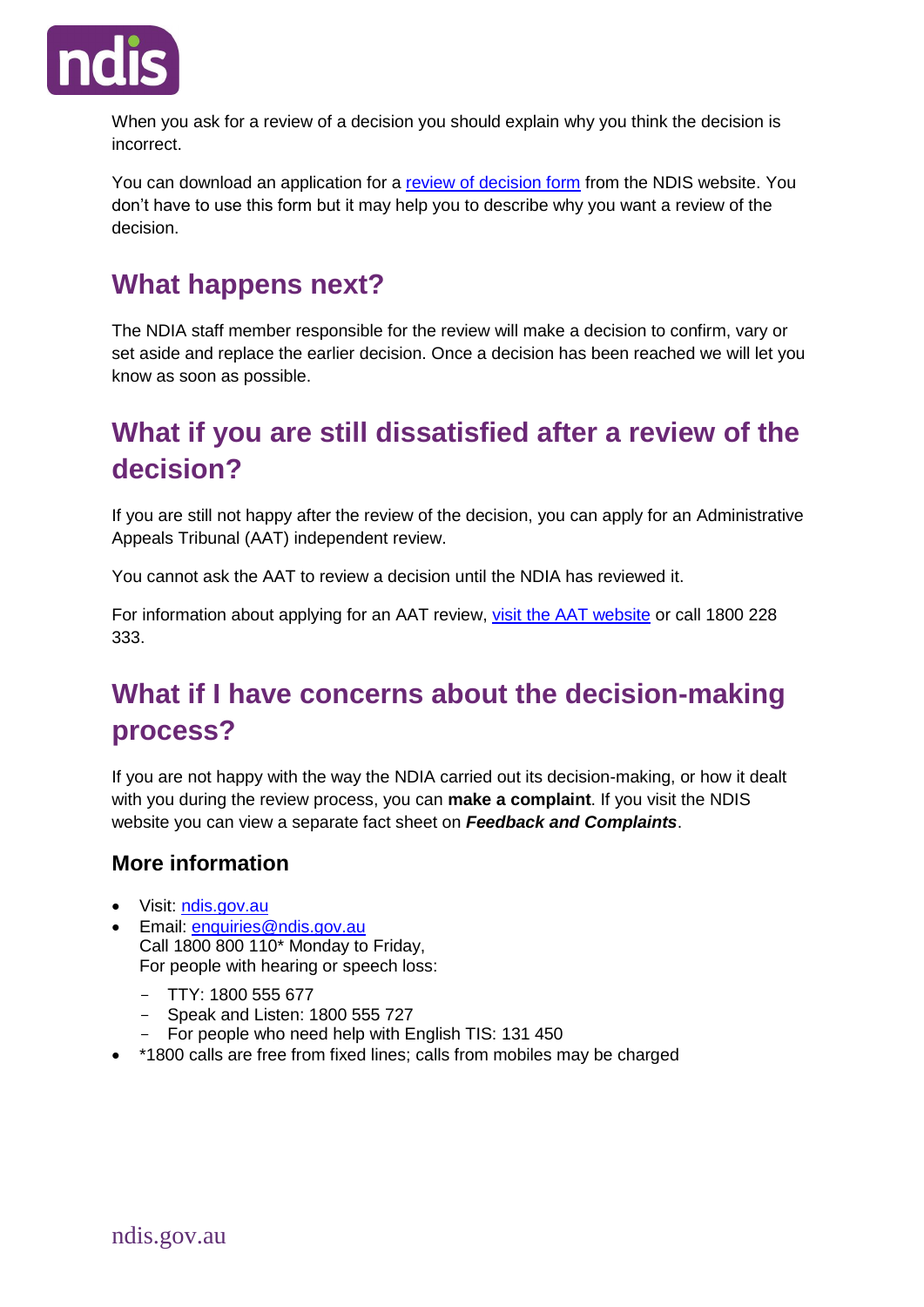When you ask for a review of a decision you should explain why you think the decision is incorrect.

You can download an application for a review of decision form from the NDIS website. You don't have to use this form but it may help you to describe why you want a review of the decision.

## What happens next?

The NDIA staff member responsible for the review will make a decision to confirm, vary or set aside and replace the earlier decision. Once a decision has been reached we will let you know as soon as possible.

## What if you are still dissatisfied after a review of the decision?

If you are still not happy after the review of the decision, you can apply for an Administrative Appeals Tribunal (AAT) independent review.

You cannot ask the AAT to review a decision until the NDIA has reviewed it.

For information about applying for an AAT review, visit the AAT website or call 1800 228 333.

## What if I have concerns about the decision-making process?

If you are not happy with the way the NDIA carried out its decision-making, or how it dealt with you during the review process, you can **make a complaint**. If you visit the NDIS website you can view a separate fact sheet on ***Feedback and Complaints***.

### More information

- Visit: ndis.gov.au
- Email: enquiries@ndis.gov.au
  Call 1800 800 110* Monday to Friday,
  For people with hearing or speech loss:
  - TTY: 1800 555 677
  - Speak and Listen: 1800 555 727
  - For people who need help with English TIS: 131 450
- *1800 calls are free from fixed lines; calls from mobiles may be charged